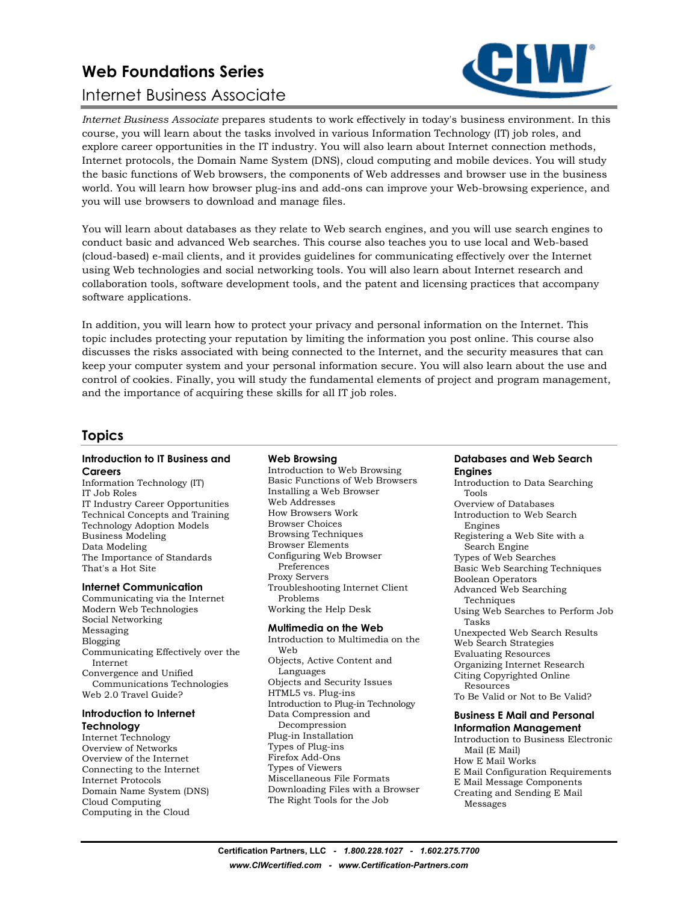# Web Foundations Series

## Internet Business Associate

*Internet Business Associate* prepares students to work effectively in today's business environment. In this course, you will learn about the tasks involved in various Information Technology (IT) job roles, and explore career opportunities in the IT industry. You will also learn about Internet connection methods, Internet protocols, the Domain Name System (DNS), cloud computing and mobile devices. You will study the basic functions of Web browsers, the components of Web addresses and browser use in the business world. You will learn how browser plug-ins and add-ons can improve your Web-browsing experience, and you will use browsers to download and manage files.

You will learn about databases as they relate to Web search engines, and you will use search engines to conduct basic and advanced Web searches. This course also teaches you to use local and Web-based (cloud-based) e-mail clients, and it provides guidelines for communicating effectively over the Internet using Web technologies and social networking tools. You will also learn about Internet research and collaboration tools, software development tools, and the patent and licensing practices that accompany software applications.

In addition, you will learn how to protect your privacy and personal information on the Internet. This topic includes protecting your reputation by limiting the information you post online. This course also discusses the risks associated with being connected to the Internet, and the security measures that can keep your computer system and your personal information secure. You will also learn about the use and control of cookies. Finally, you will study the fundamental elements of project and program management, and the importance of acquiring these skills for all IT job roles.

## Topics

### Introduction to IT Business and Careers

Information Technology (IT)
IT Job Roles
IT Industry Career Opportunities
Technical Concepts and Training
Technology Adoption Models
Business Modeling
Data Modeling
The Importance of Standards
That's a Hot Site

### Internet Communication

Communicating via the Internet
Modern Web Technologies
Social Networking
Messaging
Blogging
Communicating Effectively over the Internet
Convergence and Unified Communications Technologies
Web 2.0 Travel Guide?

### Introduction to Internet Technology

Internet Technology
Overview of Networks
Overview of the Internet
Connecting to the Internet
Internet Protocols
Domain Name System (DNS)
Cloud Computing
Computing in the Cloud

### Web Browsing

Introduction to Web Browsing
Basic Functions of Web Browsers
Installing a Web Browser
Web Addresses
How Browsers Work
Browser Choices
Browsing Techniques
Browser Elements
Configuring Web Browser Preferences
Proxy Servers
Troubleshooting Internet Client Problems
Working the Help Desk

### Multimedia on the Web

Introduction to Multimedia on the Web
Objects, Active Content and Languages
Objects and Security Issues
HTML5 vs. Plug-ins
Introduction to Plug-in Technology
Data Compression and Decompression
Plug-in Installation
Types of Plug-ins
Firefox Add-Ons
Types of Viewers
Miscellaneous File Formats
Downloading Files with a Browser
The Right Tools for the Job

### Databases and Web Search Engines

Introduction to Data Searching Tools
Overview of Databases
Introduction to Web Search Engines
Registering a Web Site with a Search Engine
Types of Web Searches
Basic Web Searching Techniques
Boolean Operators
Advanced Web Searching Techniques
Using Web Searches to Perform Job Tasks
Unexpected Web Search Results
Web Search Strategies
Evaluating Resources
Organizing Internet Research
Citing Copyrighted Online Resources
To Be Valid or Not to Be Valid?

### Business E Mail and Personal Information Management

Introduction to Business Electronic Mail (E Mail)
How E Mail Works
E Mail Configuration Requirements
E Mail Message Components
Creating and Sending E Mail Messages

Certification Partners, LLC - *1.800.228.1027* - *1.602.275.7700*
*www.CIWcertified.com* - *www.Certification-Partners.com*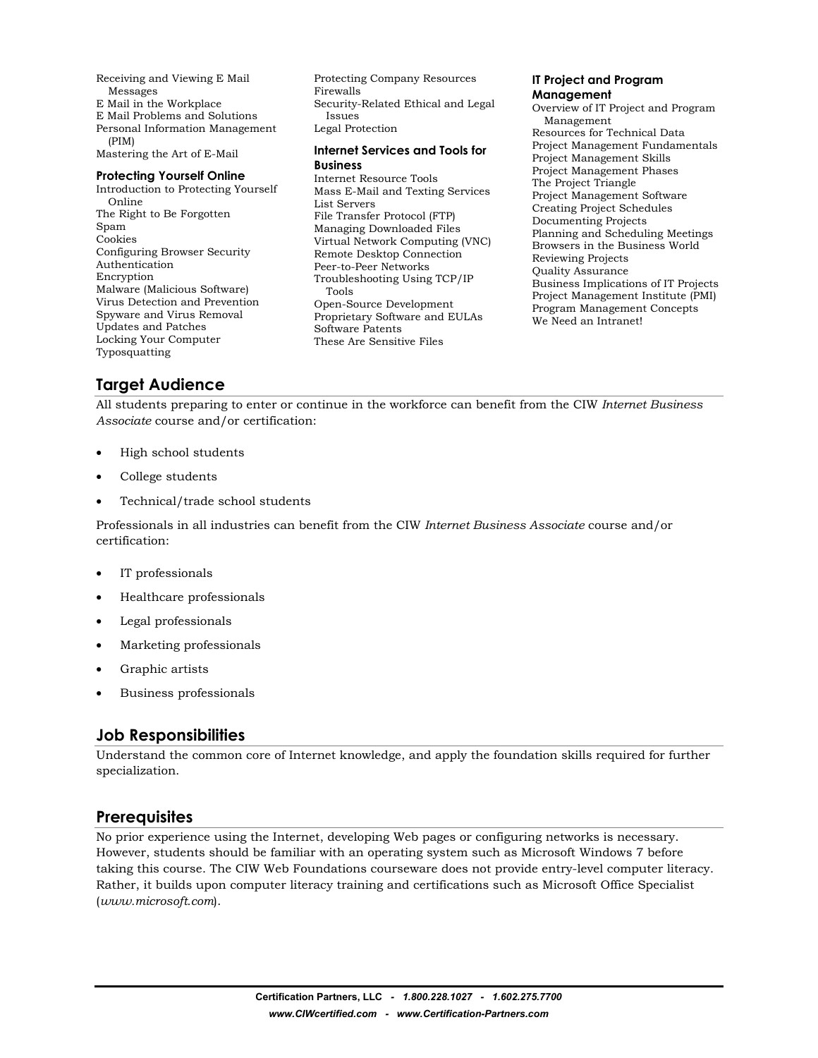Receiving and Viewing E Mail Messages
E Mail in the Workplace
E Mail Problems and Solutions
Personal Information Management (PIM)
Mastering the Art of E-Mail

**Protecting Yourself Online**

Introduction to Protecting Yourself Online
The Right to Be Forgotten
Spam
Cookies
Configuring Browser Security
Authentication
Encryption
Malware (Malicious Software)
Virus Detection and Prevention
Spyware and Virus Removal
Updates and Patches
Locking Your Computer
Typosquatting
Protecting Company Resources
Firewalls
Security-Related Ethical and Legal Issues
Legal Protection

**Internet Services and Tools for Business**

Internet Resource Tools
Mass E-Mail and Texting Services
List Servers
File Transfer Protocol (FTP)
Managing Downloaded Files
Virtual Network Computing (VNC)
Remote Desktop Connection
Peer-to-Peer Networks
Troubleshooting Using TCP/IP Tools
Open-Source Development
Proprietary Software and EULAs
Software Patents
These Are Sensitive Files

**IT Project and Program Management**

Overview of IT Project and Program Management
Resources for Technical Data
Project Management Fundamentals
Project Management Skills
Project Management Phases
The Project Triangle
Project Management Software
Creating Project Schedules
Documenting Projects
Planning and Scheduling Meetings
Browsers in the Business World
Reviewing Projects
Quality Assurance
Business Implications of IT Projects
Project Management Institute (PMI)
Program Management Concepts
We Need an Intranet!

## Target Audience

All students preparing to enter or continue in the workforce can benefit from the CIW *Internet Business Associate* course and/or certification:

- High school students
- College students
- Technical/trade school students

Professionals in all industries can benefit from the CIW *Internet Business Associate* course and/or certification:

- IT professionals
- Healthcare professionals
- Legal professionals
- Marketing professionals
- Graphic artists
- Business professionals

## Job Responsibilities

Understand the common core of Internet knowledge, and apply the foundation skills required for further specialization.

## Prerequisites

No prior experience using the Internet, developing Web pages or configuring networks is necessary. However, students should be familiar with an operating system such as Microsoft Windows 7 before taking this course. The CIW Web Foundations courseware does not provide entry-level computer literacy. Rather, it builds upon computer literacy training and certifications such as Microsoft Office Specialist (*www.microsoft.com*).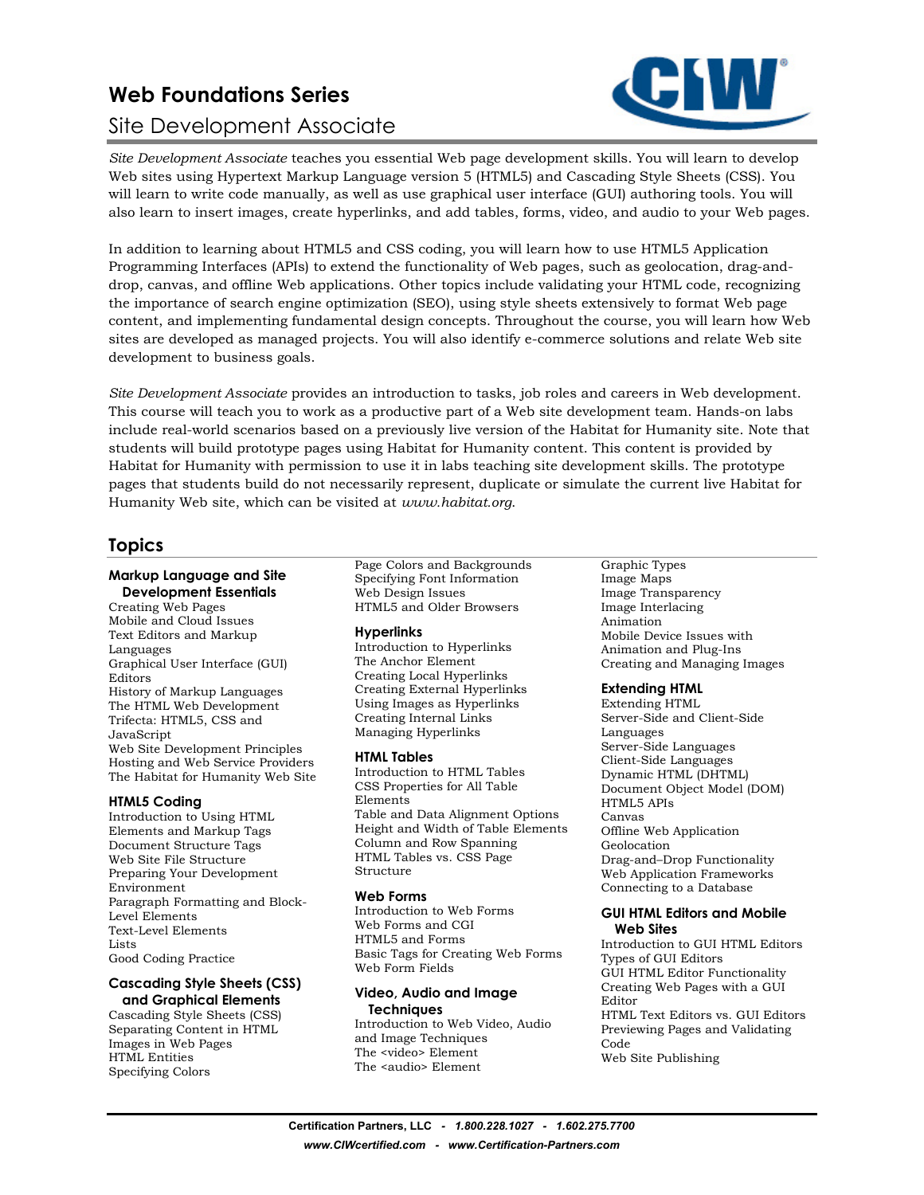# Web Foundations Series

## Site Development Associate

*Site Development Associate* teaches you essential Web page development skills. You will learn to develop Web sites using Hypertext Markup Language version 5 (HTML5) and Cascading Style Sheets (CSS). You will learn to write code manually, as well as use graphical user interface (GUI) authoring tools. You will also learn to insert images, create hyperlinks, and add tables, forms, video, and audio to your Web pages.

In addition to learning about HTML5 and CSS coding, you will learn how to use HTML5 Application Programming Interfaces (APIs) to extend the functionality of Web pages, such as geolocation, drag-and-drop, canvas, and offline Web applications. Other topics include validating your HTML code, recognizing the importance of search engine optimization (SEO), using style sheets extensively to format Web page content, and implementing fundamental design concepts. Throughout the course, you will learn how Web sites are developed as managed projects. You will also identify e-commerce solutions and relate Web site development to business goals.

*Site Development Associate* provides an introduction to tasks, job roles and careers in Web development. This course will teach you to work as a productive part of a Web site development team. Hands-on labs include real-world scenarios based on a previously live version of the Habitat for Humanity site. Note that students will build prototype pages using Habitat for Humanity content. This content is provided by Habitat for Humanity with permission to use it in labs teaching site development skills. The prototype pages that students build do not necessarily represent, duplicate or simulate the current live Habitat for Humanity Web site, which can be visited at *www.habitat.org*.

## Topics

### Markup Language and Site Development Essentials

Creating Web Pages
Mobile and Cloud Issues
Text Editors and Markup Languages
Graphical User Interface (GUI) Editors
History of Markup Languages
The HTML Web Development Trifecta: HTML5, CSS and JavaScript
Web Site Development Principles
Hosting and Web Service Providers
The Habitat for Humanity Web Site

### HTML5 Coding

Introduction to Using HTML Elements and Markup Tags
Document Structure Tags
Web Site File Structure
Preparing Your Development Environment
Paragraph Formatting and Block-Level Elements
Text-Level Elements
Lists
Good Coding Practice

### Cascading Style Sheets (CSS) and Graphical Elements

Cascading Style Sheets (CSS)
Separating Content in HTML
Images in Web Pages
HTML Entities
Specifying Colors
Page Colors and Backgrounds
Specifying Font Information
Web Design Issues
HTML5 and Older Browsers

### Hyperlinks

Introduction to Hyperlinks
The Anchor Element
Creating Local Hyperlinks
Creating External Hyperlinks
Using Images as Hyperlinks
Creating Internal Links
Managing Hyperlinks

### HTML Tables

Introduction to HTML Tables
CSS Properties for All Table Elements
Table and Data Alignment Options
Height and Width of Table Elements
Column and Row Spanning
HTML Tables vs. CSS Page Structure

### Web Forms

Introduction to Web Forms
Web Forms and CGI
HTML5 and Forms
Basic Tags for Creating Web Forms
Web Form Fields

### Video, Audio and Image Techniques

Introduction to Web Video, Audio and Image Techniques
The <video> Element
The <audio> Element
Graphic Types
Image Maps
Image Transparency
Image Interlacing
Animation
Mobile Device Issues with Animation and Plug-Ins
Creating and Managing Images

### Extending HTML

Extending HTML
Server-Side and Client-Side Languages
Server-Side Languages
Client-Side Languages
Dynamic HTML (DHTML)
Document Object Model (DOM)
HTML5 APIs
Canvas
Offline Web Application
Geolocation
Drag-and–Drop Functionality
Web Application Frameworks
Connecting to a Database

### GUI HTML Editors and Mobile Web Sites

Introduction to GUI HTML Editors
Types of GUI Editors
GUI HTML Editor Functionality
Creating Web Pages with a GUI Editor
HTML Text Editors vs. GUI Editors
Previewing Pages and Validating Code
Web Site Publishing

**Certification Partners, LLC** - *1.800.228.1027* - *1.602.275.7700*
***www.CIWcertified.com*** - ***www.Certification-Partners.com***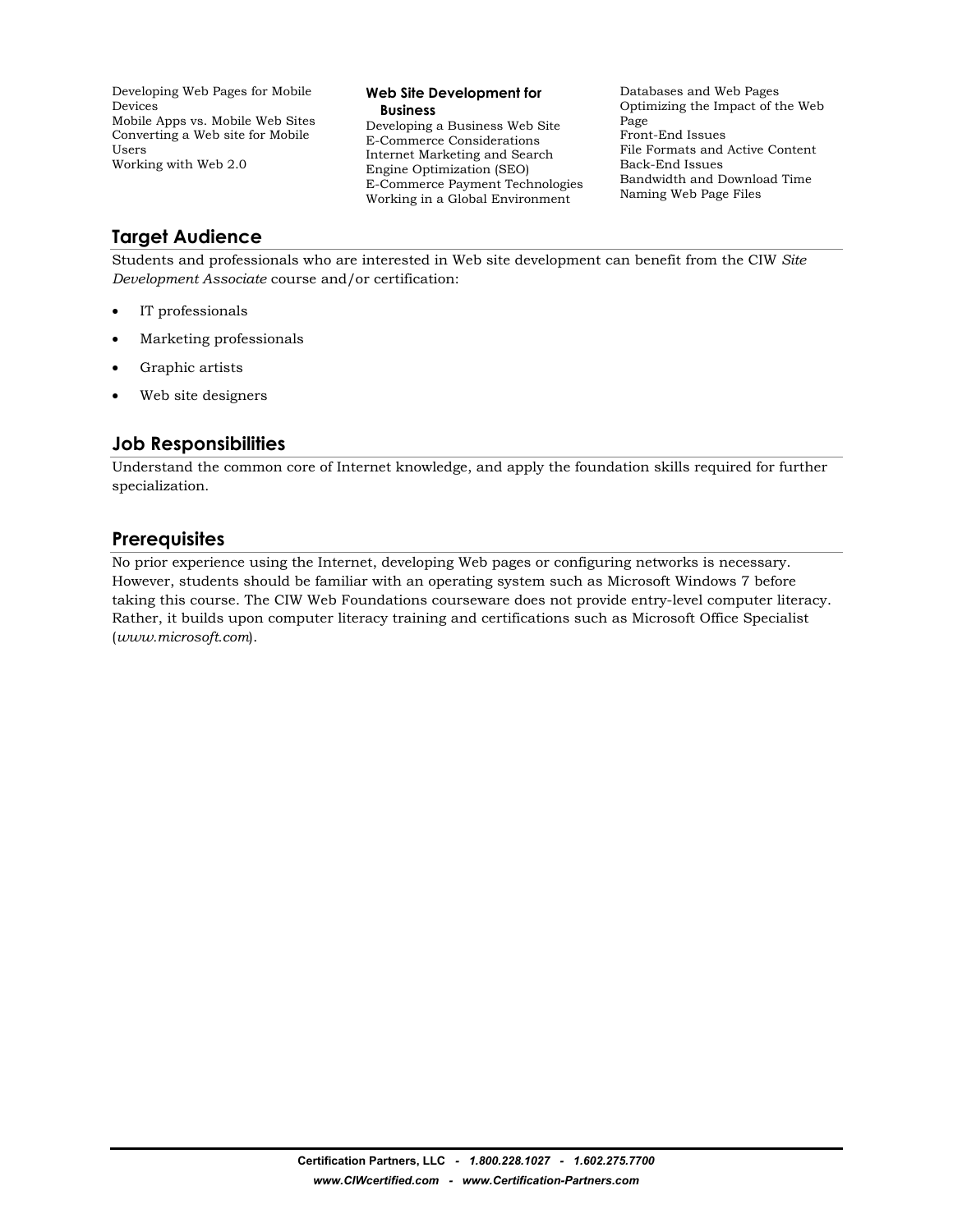Developing Web Pages for Mobile Devices
Mobile Apps vs. Mobile Web Sites
Converting a Web site for Mobile Users
Working with Web 2.0

**Web Site Development for Business**

Developing a Business Web Site
E-Commerce Considerations
Internet Marketing and Search Engine Optimization (SEO)
E-Commerce Payment Technologies
Working in a Global Environment

Databases and Web Pages
Optimizing the Impact of the Web Page
Front-End Issues
File Formats and Active Content
Back-End Issues
Bandwidth and Download Time
Naming Web Page Files

## Target Audience

Students and professionals who are interested in Web site development can benefit from the CIW *Site Development Associate* course and/or certification:

- IT professionals
- Marketing professionals
- Graphic artists
- Web site designers

## Job Responsibilities

Understand the common core of Internet knowledge, and apply the foundation skills required for further specialization.

## Prerequisites

No prior experience using the Internet, developing Web pages or configuring networks is necessary. However, students should be familiar with an operating system such as Microsoft Windows 7 before taking this course. The CIW Web Foundations courseware does not provide entry-level computer literacy. Rather, it builds upon computer literacy training and certifications such as Microsoft Office Specialist (*www.microsoft.com*).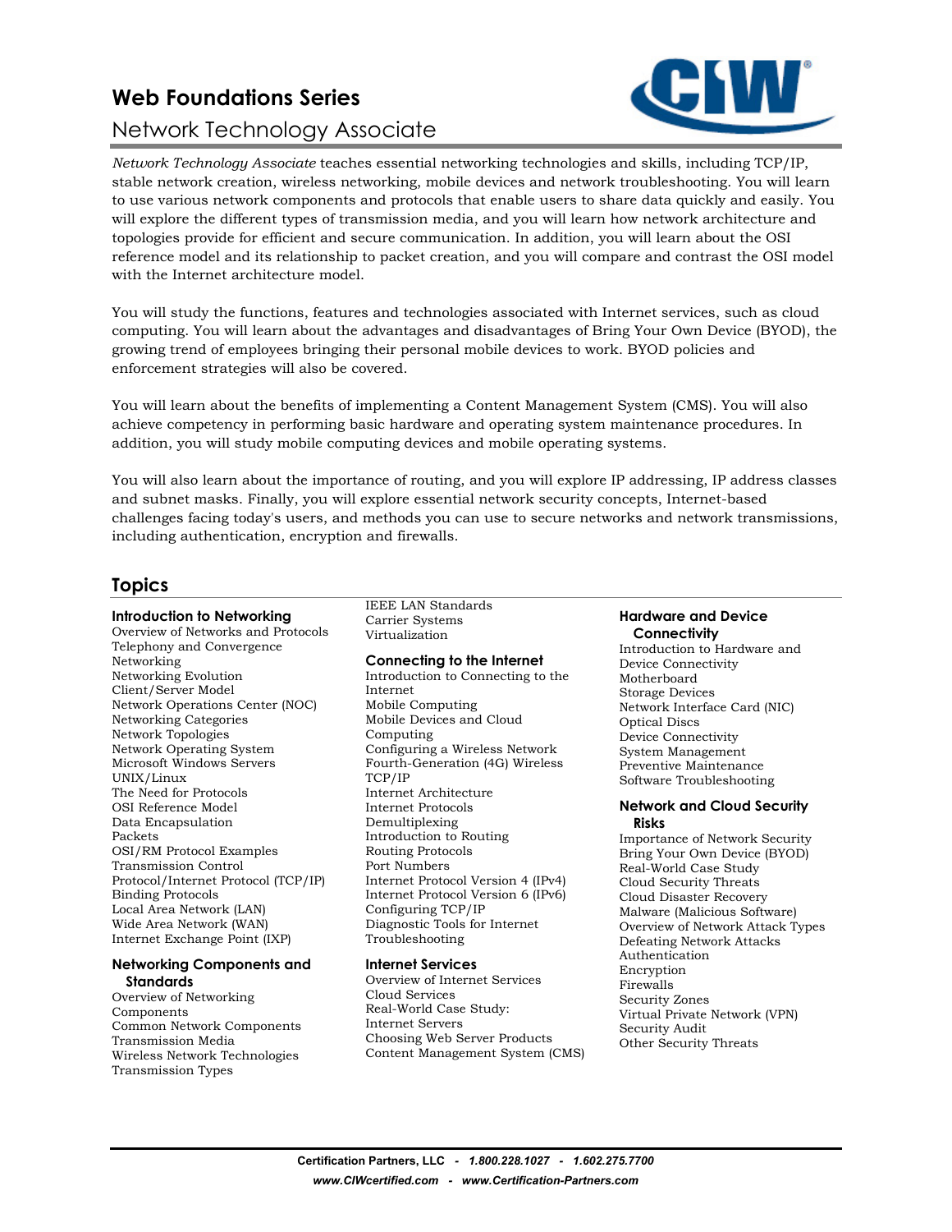# Web Foundations Series

## Network Technology Associate

*Network Technology Associate* teaches essential networking technologies and skills, including TCP/IP, stable network creation, wireless networking, mobile devices and network troubleshooting. You will learn to use various network components and protocols that enable users to share data quickly and easily. You will explore the different types of transmission media, and you will learn how network architecture and topologies provide for efficient and secure communication. In addition, you will learn about the OSI reference model and its relationship to packet creation, and you will compare and contrast the OSI model with the Internet architecture model.

You will study the functions, features and technologies associated with Internet services, such as cloud computing. You will learn about the advantages and disadvantages of Bring Your Own Device (BYOD), the growing trend of employees bringing their personal mobile devices to work. BYOD policies and enforcement strategies will also be covered.

You will learn about the benefits of implementing a Content Management System (CMS). You will also achieve competency in performing basic hardware and operating system maintenance procedures. In addition, you will study mobile computing devices and mobile operating systems.

You will also learn about the importance of routing, and you will explore IP addressing, IP address classes and subnet masks. Finally, you will explore essential network security concepts, Internet-based challenges facing today's users, and methods you can use to secure networks and network transmissions, including authentication, encryption and firewalls.

## Topics

### Introduction to Networking

- Overview of Networks and Protocols
- Telephony and Convergence Networking
- Networking Evolution
- Client/Server Model
- Network Operations Center (NOC)
- Networking Categories
- Network Topologies
- Network Operating System
- Microsoft Windows Servers
- UNIX/Linux
- The Need for Protocols
- OSI Reference Model
- Data Encapsulation
- Packets
- OSI/RM Protocol Examples
- Transmission Control Protocol/Internet Protocol (TCP/IP)
- Binding Protocols
- Local Area Network (LAN)
- Wide Area Network (WAN)
- Internet Exchange Point (IXP)

### Networking Components and Standards

- Overview of Networking Components
- Common Network Components
- Transmission Media
- Wireless Network Technologies
- Transmission Types
- IEEE LAN Standards
- Carrier Systems
- Virtualization

### Connecting to the Internet

- Introduction to Connecting to the Internet
- Mobile Computing
- Mobile Devices and Cloud Computing
- Configuring a Wireless Network
- Fourth-Generation (4G) Wireless
- TCP/IP
- Internet Architecture
- Internet Protocols
- Demultiplexing
- Introduction to Routing
- Routing Protocols
- Port Numbers
- Internet Protocol Version 4 (IPv4)
- Internet Protocol Version 6 (IPv6)
- Configuring TCP/IP
- Diagnostic Tools for Internet Troubleshooting

### Internet Services

- Overview of Internet Services
- Cloud Services
- Real-World Case Study: Internet Servers
- Choosing Web Server Products
- Content Management System (CMS)

### Hardware and Device Connectivity

- Introduction to Hardware and Device Connectivity
- Motherboard
- Storage Devices
- Network Interface Card (NIC)
- Optical Discs
- Device Connectivity
- System Management
- Preventive Maintenance
- Software Troubleshooting

### Network and Cloud Security Risks

- Importance of Network Security
- Bring Your Own Device (BYOD)
- Real-World Case Study
- Cloud Security Threats
- Cloud Disaster Recovery
- Malware (Malicious Software)
- Overview of Network Attack Types
- Defeating Network Attacks
- Authentication
- Encryption
- Firewalls
- Security Zones
- Virtual Private Network (VPN)
- Security Audit
- Other Security Threats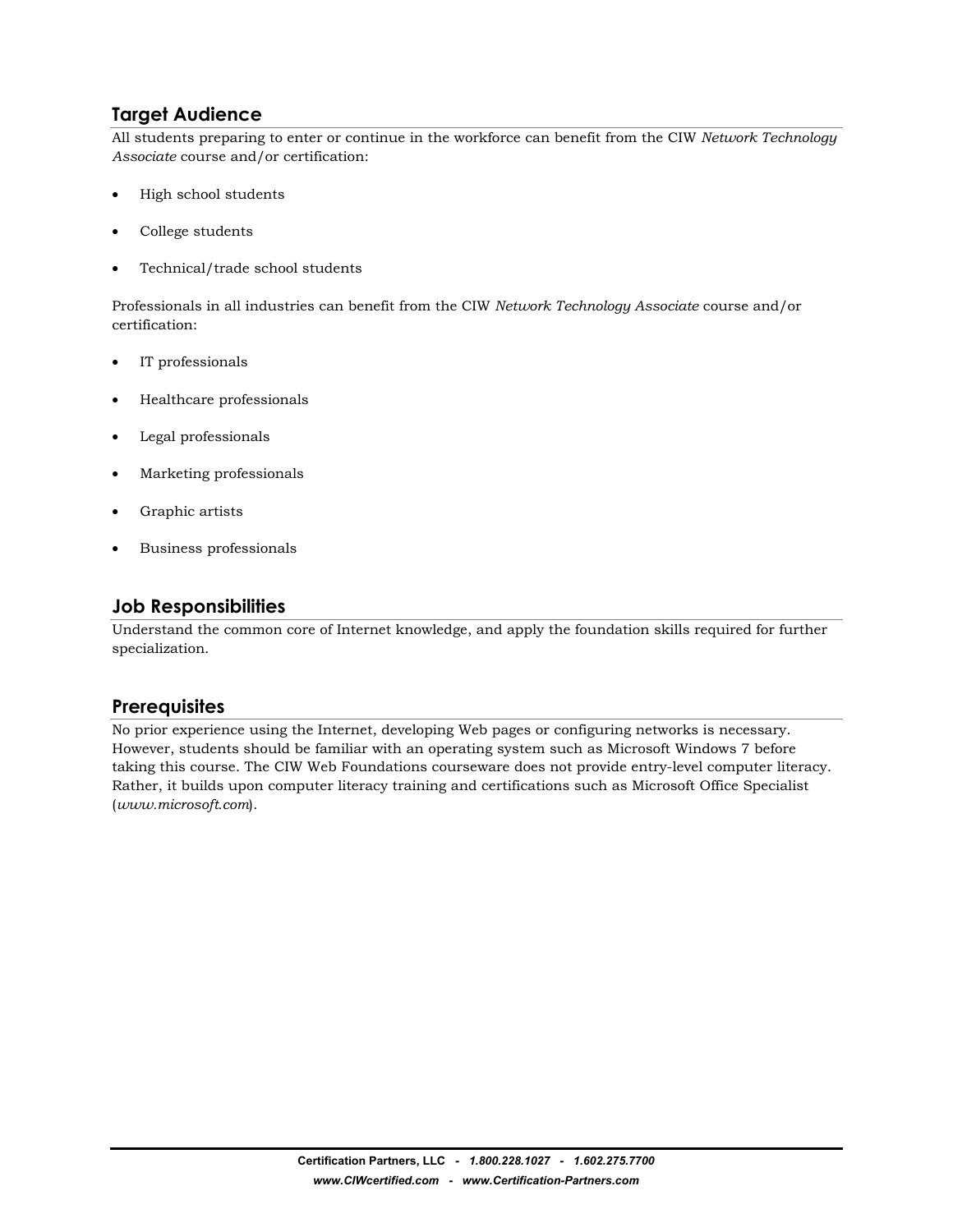## Target Audience

All students preparing to enter or continue in the workforce can benefit from the CIW *Network Technology Associate* course and/or certification:

- High school students
- College students
- Technical/trade school students

Professionals in all industries can benefit from the CIW *Network Technology Associate* course and/or certification:

- IT professionals
- Healthcare professionals
- Legal professionals
- Marketing professionals
- Graphic artists
- Business professionals

## Job Responsibilities

Understand the common core of Internet knowledge, and apply the foundation skills required for further specialization.

## Prerequisites

No prior experience using the Internet, developing Web pages or configuring networks is necessary. However, students should be familiar with an operating system such as Microsoft Windows 7 before taking this course. The CIW Web Foundations courseware does not provide entry-level computer literacy. Rather, it builds upon computer literacy training and certifications such as Microsoft Office Specialist (*www.microsoft.com*).